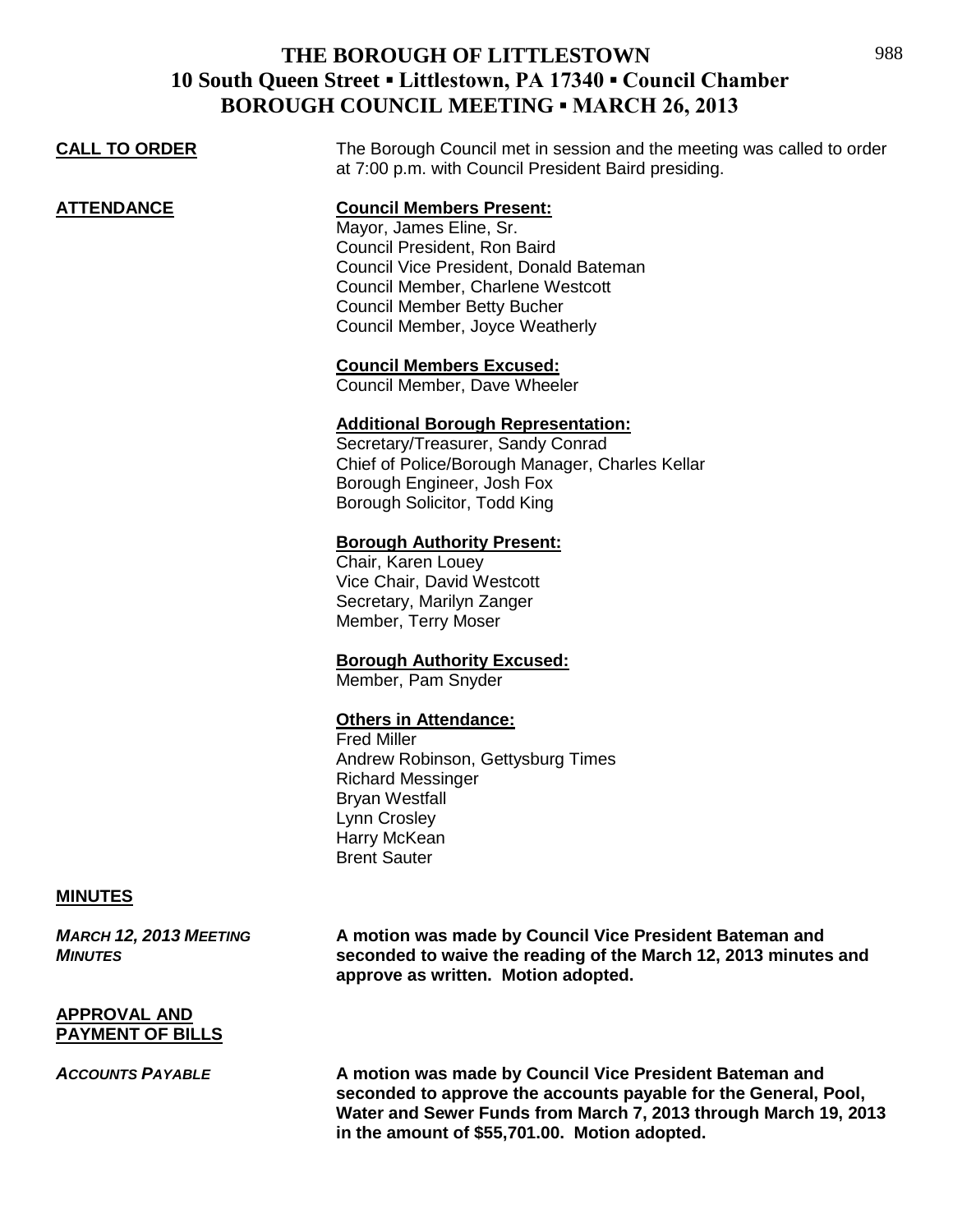# THE BOROUGH OF LITTLESTOWN
## 10 South Queen Street ▪ Littlestown, PA 17340 ▪ Council Chamber
## BOROUGH COUNCIL MEETING ▪ MARCH 26, 2013

**CALL TO ORDER**

The Borough Council met in session and the meeting was called to order at 7:00 p.m. with Council President Baird presiding.

**ATTENDANCE**

**Council Members Present:**
Mayor, James Eline, Sr.
Council President, Ron Baird
Council Vice President, Donald Bateman
Council Member, Charlene Westcott
Council Member Betty Bucher
Council Member, Joyce Weatherly

**Council Members Excused:**
Council Member, Dave Wheeler

**Additional Borough Representation:**
Secretary/Treasurer, Sandy Conrad
Chief of Police/Borough Manager, Charles Kellar
Borough Engineer, Josh Fox
Borough Solicitor, Todd King

**Borough Authority Present:**
Chair, Karen Louey
Vice Chair, David Westcott
Secretary, Marilyn Zanger
Member, Terry Moser

**Borough Authority Excused:**
Member, Pam Snyder

**Others in Attendance:**
Fred Miller
Andrew Robinson, Gettysburg Times
Richard Messinger
Bryan Westfall
Lynn Crosley
Harry McKean
Brent Sauter

**MINUTES**

***MARCH 12, 2013 MEETING MINUTES***

**A motion was made by Council Vice President Bateman and seconded to waive the reading of the March 12, 2013 minutes and approve as written. Motion adopted.**

**APPROVAL AND PAYMENT OF BILLS**

***ACCOUNTS PAYABLE***

**A motion was made by Council Vice President Bateman and seconded to approve the accounts payable for the General, Pool, Water and Sewer Funds from March 7, 2013 through March 19, 2013 in the amount of $55,701.00. Motion adopted.**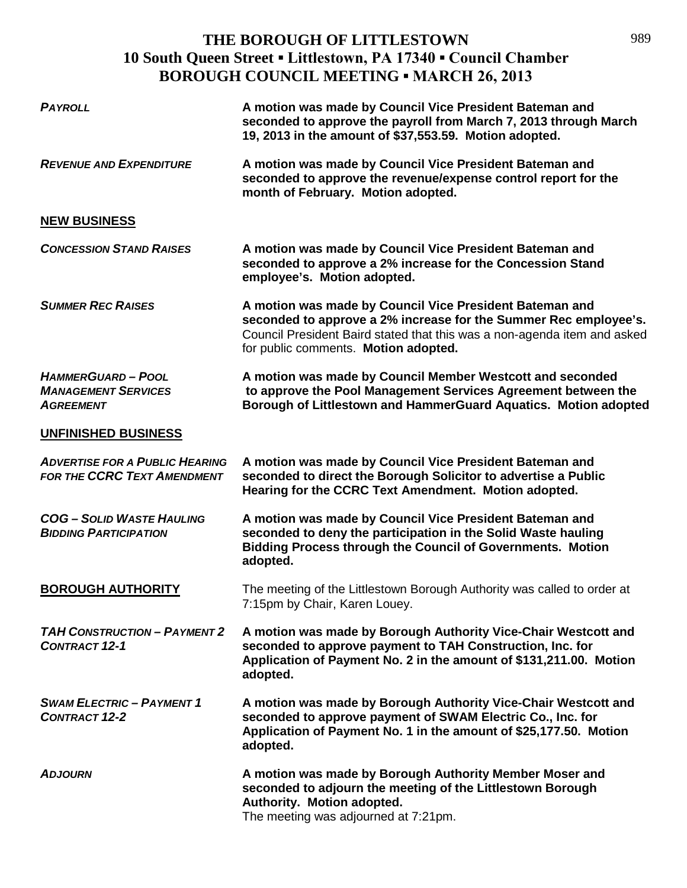# THE BOROUGH OF LITTLESTOWN
## 10 South Queen Street ▪ Littlestown, PA 17340 ▪ Council Chamber
## BOROUGH COUNCIL MEETING ▪ MARCH 26, 2013

***PAYROLL*** — **A motion was made by Council Vice President Bateman and seconded to approve the payroll from March 7, 2013 through March 19, 2013 in the amount of $37,553.59. Motion adopted.**

***REVENUE AND EXPENDITURE*** — **A motion was made by Council Vice President Bateman and seconded to approve the revenue/expense control report for the month of February. Motion adopted.**

**NEW BUSINESS**

***CONCESSION STAND RAISES*** — **A motion was made by Council Vice President Bateman and seconded to approve a 2% increase for the Concession Stand employee's. Motion adopted.**

***SUMMER REC RAISES*** — **A motion was made by Council Vice President Bateman and seconded to approve a 2% increase for the Summer Rec employee's.** Council President Baird stated that this was a non-agenda item and asked for public comments. **Motion adopted.**

***HAMMERGUARD – POOL MANAGEMENT SERVICES AGREEMENT*** — **A motion was made by Council Member Westcott and seconded to approve the Pool Management Services Agreement between the Borough of Littlestown and HammerGuard Aquatics. Motion adopted**

**UNFINISHED BUSINESS**

***ADVERTISE FOR A PUBLIC HEARING FOR THE CCRC TEXT AMENDMENT*** — **A motion was made by Council Vice President Bateman and seconded to direct the Borough Solicitor to advertise a Public Hearing for the CCRC Text Amendment. Motion adopted.**

***COG – SOLID WASTE HAULING BIDDING PARTICIPATION*** — **A motion was made by Council Vice President Bateman and seconded to deny the participation in the Solid Waste hauling Bidding Process through the Council of Governments. Motion adopted.**

**BOROUGH AUTHORITY** — The meeting of the Littlestown Borough Authority was called to order at 7:15pm by Chair, Karen Louey.

***TAH CONSTRUCTION – PAYMENT 2 CONTRACT 12-1*** — **A motion was made by Borough Authority Vice-Chair Westcott and seconded to approve payment to TAH Construction, Inc. for Application of Payment No. 2 in the amount of $131,211.00. Motion adopted.**

***SWAM ELECTRIC – PAYMENT 1 CONTRACT 12-2*** — **A motion was made by Borough Authority Vice-Chair Westcott and seconded to approve payment of SWAM Electric Co., Inc. for Application of Payment No. 1 in the amount of $25,177.50. Motion adopted.**

***ADJOURN*** — **A motion was made by Borough Authority Member Moser and seconded to adjourn the meeting of the Littlestown Borough Authority. Motion adopted.**
The meeting was adjourned at 7:21pm.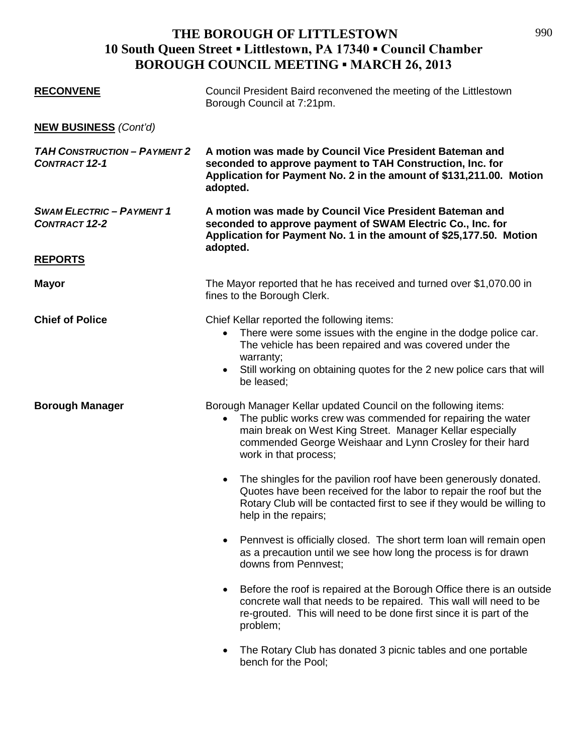# THE BOROUGH OF LITTLESTOWN
## 10 South Queen Street ▪ Littlestown, PA 17340 ▪ Council Chamber
## BOROUGH COUNCIL MEETING ▪ MARCH 26, 2013

**RECONVENE**

Council President Baird reconvened the meeting of the Littlestown Borough Council at 7:21pm.

**NEW BUSINESS** *(Cont'd)*

***TAH CONSTRUCTION – PAYMENT 2 CONTRACT 12-1***

**A motion was made by Council Vice President Bateman and seconded to approve payment to TAH Construction, Inc. for Application for Payment No. 2 in the amount of $131,211.00. Motion adopted.**

***SWAM ELECTRIC – PAYMENT 1 CONTRACT 12-2***

**A motion was made by Council Vice President Bateman and seconded to approve payment of SWAM Electric Co., Inc. for Application for Payment No. 1 in the amount of $25,177.50. Motion adopted.**

**REPORTS**

**Mayor**

The Mayor reported that he has received and turned over $1,070.00 in fines to the Borough Clerk.

**Chief of Police**

Chief Kellar reported the following items:

- There were some issues with the engine in the dodge police car. The vehicle has been repaired and was covered under the warranty;
- Still working on obtaining quotes for the 2 new police cars that will be leased;

**Borough Manager**

Borough Manager Kellar updated Council on the following items:

- The public works crew was commended for repairing the water main break on West King Street. Manager Kellar especially commended George Weishaar and Lynn Crosley for their hard work in that process;
- The shingles for the pavilion roof have been generously donated. Quotes have been received for the labor to repair the roof but the Rotary Club will be contacted first to see if they would be willing to help in the repairs;
- Pennvest is officially closed. The short term loan will remain open as a precaution until we see how long the process is for drawn downs from Pennvest;
- Before the roof is repaired at the Borough Office there is an outside concrete wall that needs to be repaired. This wall will need to be re-grouted. This will need to be done first since it is part of the problem;
- The Rotary Club has donated 3 picnic tables and one portable bench for the Pool;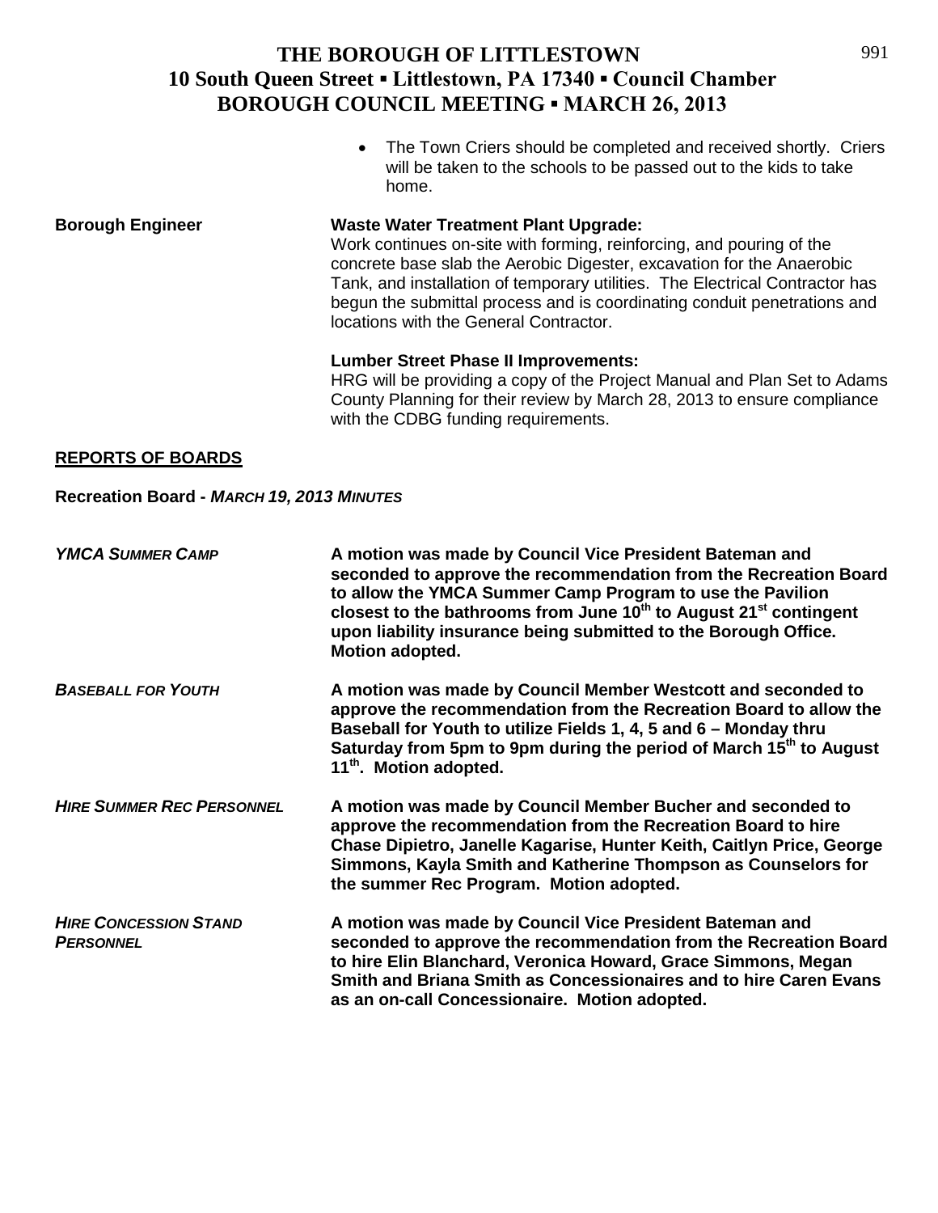- The Town Criers should be completed and received shortly. Criers will be taken to the schools to be passed out to the kids to take home.

**Borough Engineer**

**Waste Water Treatment Plant Upgrade:**
Work continues on-site with forming, reinforcing, and pouring of the concrete base slab the Aerobic Digester, excavation for the Anaerobic Tank, and installation of temporary utilities. The Electrical Contractor has begun the submittal process and is coordinating conduit penetrations and locations with the General Contractor.

**Lumber Street Phase II Improvements:**
HRG will be providing a copy of the Project Manual and Plan Set to Adams County Planning for their review by March 28, 2013 to ensure compliance with the CDBG funding requirements.

## REPORTS OF BOARDS

**Recreation Board -** ***MARCH 19, 2013 MINUTES***

***YMCA SUMMER CAMP***

**A motion was made by Council Vice President Bateman and seconded to approve the recommendation from the Recreation Board to allow the YMCA Summer Camp Program to use the Pavilion closest to the bathrooms from June 10th to August 21st contingent upon liability insurance being submitted to the Borough Office. Motion adopted.**

***BASEBALL FOR YOUTH***

**A motion was made by Council Member Westcott and seconded to approve the recommendation from the Recreation Board to allow the Baseball for Youth to utilize Fields 1, 4, 5 and 6 – Monday thru Saturday from 5pm to 9pm during the period of March 15th to August 11th. Motion adopted.**

***HIRE SUMMER REC PERSONNEL***

**A motion was made by Council Member Bucher and seconded to approve the recommendation from the Recreation Board to hire Chase Dipietro, Janelle Kagarise, Hunter Keith, Caitlyn Price, George Simmons, Kayla Smith and Katherine Thompson as Counselors for the summer Rec Program. Motion adopted.**

***HIRE CONCESSION STAND PERSONNEL***

**A motion was made by Council Vice President Bateman and seconded to approve the recommendation from the Recreation Board to hire Elin Blanchard, Veronica Howard, Grace Simmons, Megan Smith and Briana Smith as Concessionaires and to hire Caren Evans as an on-call Concessionaire. Motion adopted.**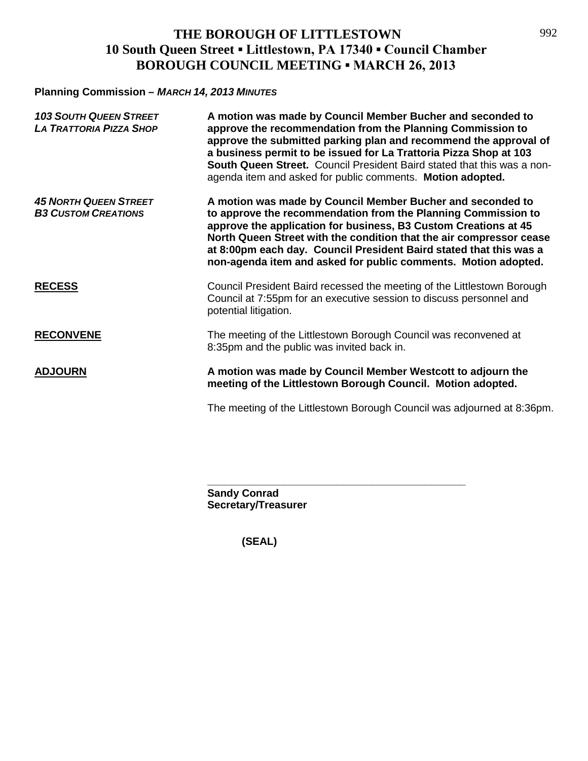**Planning Commission –** ***March 14, 2013 Minutes***

***103 South Queen Street***
***La Trattoria Pizza Shop***

**A motion was made by Council Member Bucher and seconded to approve the recommendation from the Planning Commission to approve the submitted parking plan and recommend the approval of a business permit to be issued for La Trattoria Pizza Shop at 103 South Queen Street.** Council President Baird stated that this was a non-agenda item and asked for public comments. **Motion adopted.**

***45 North Queen Street***
***B3 Custom Creations***

**A motion was made by Council Member Bucher and seconded to to approve the recommendation from the Planning Commission to approve the application for business, B3 Custom Creations at 45 North Queen Street with the condition that the air compressor cease at 8:00pm each day. Council President Baird stated that this was a non-agenda item and asked for public comments. Motion adopted.**

**RECESS**

Council President Baird recessed the meeting of the Littlestown Borough Council at 7:55pm for an executive session to discuss personnel and potential litigation.

**RECONVENE**

The meeting of the Littlestown Borough Council was reconvened at 8:35pm and the public was invited back in.

**ADJOURN**

**A motion was made by Council Member Westcott to adjourn the meeting of the Littlestown Borough Council. Motion adopted.**

The meeting of the Littlestown Borough Council was adjourned at 8:36pm.

_____________________________________________

**Sandy Conrad**
**Secretary/Treasurer**

**(SEAL)**